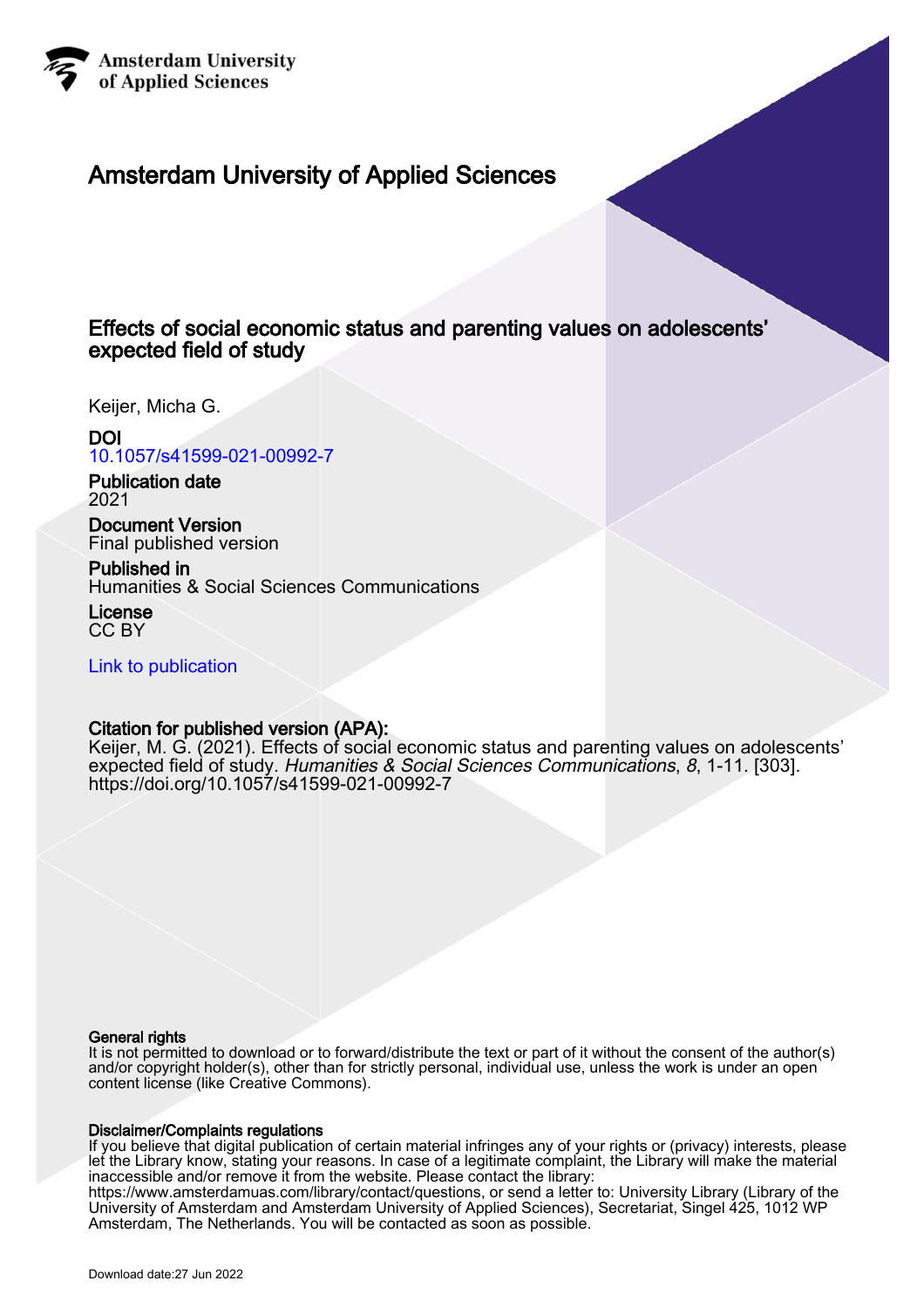Amsterdam University of Applied Sciences

# Amsterdam University of Applied Sciences

## Effects of social economic status and parenting values on adolescents' expected field of study

Keijer, Micha G.

**DOI**
10.1057/s41599-021-00992-7

**Publication date**
2021

**Document Version**
Final published version

**Published in**
Humanities & Social Sciences Communications

**License**
CC BY

Link to publication

**Citation for published version (APA):**
Keijer, M. G. (2021). Effects of social economic status and parenting values on adolescents' expected field of study. *Humanities & Social Sciences Communications*, *8*, 1-11. [303]. https://doi.org/10.1057/s41599-021-00992-7

**General rights**
It is not permitted to download or to forward/distribute the text or part of it without the consent of the author(s) and/or copyright holder(s), other than for strictly personal, individual use, unless the work is under an open content license (like Creative Commons).

**Disclaimer/Complaints regulations**
If you believe that digital publication of certain material infringes any of your rights or (privacy) interests, please let the Library know, stating your reasons. In case of a legitimate complaint, the Library will make the material inaccessible and/or remove it from the website. Please contact the library: https://www.amsterdamuas.com/library/contact/questions, or send a letter to: University Library (Library of the University of Amsterdam and Amsterdam University of Applied Sciences), Secretariat, Singel 425, 1012 WP Amsterdam, The Netherlands. You will be contacted as soon as possible.

Download date:27 Jun 2022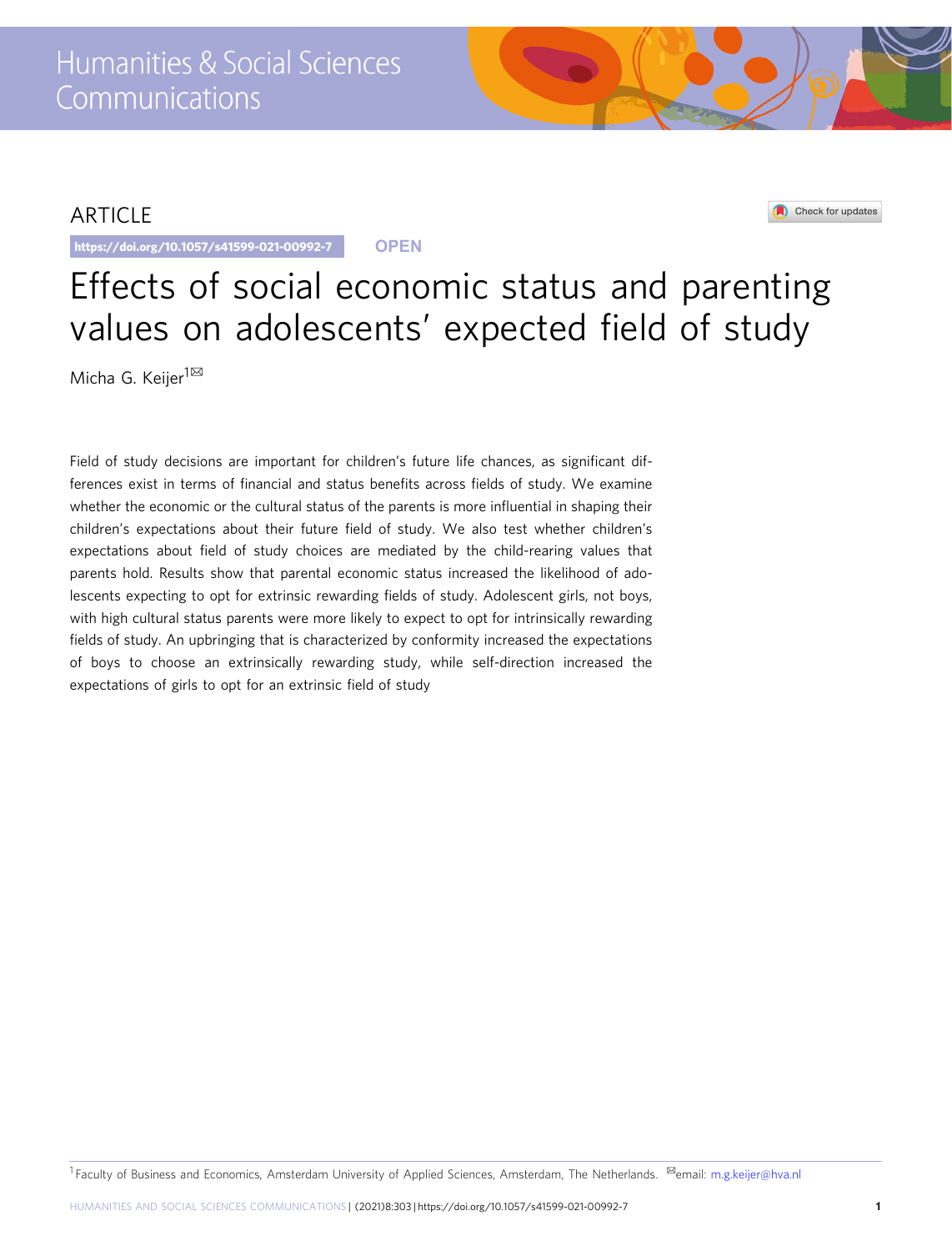ARTICLE

https://doi.org/10.1057/s41599-021-00992-7

OPEN

# Effects of social economic status and parenting values on adolescents' expected field of study

Micha G. Keijer[1]✉

Field of study decisions are important for children's future life chances, as significant differences exist in terms of financial and status benefits across fields of study. We examine whether the economic or the cultural status of the parents is more influential in shaping their children's expectations about their future field of study. We also test whether children's expectations about field of study choices are mediated by the child-rearing values that parents hold. Results show that parental economic status increased the likelihood of adolescents expecting to opt for extrinsic rewarding fields of study. Adolescent girls, not boys, with high cultural status parents were more likely to expect to opt for intrinsically rewarding fields of study. An upbringing that is characterized by conformity increased the expectations of boys to choose an extrinsically rewarding study, while self-direction increased the expectations of girls to opt for an extrinsic field of study

[1] Faculty of Business and Economics, Amsterdam University of Applied Sciences, Amsterdam, The Netherlands. ✉email: m.g.keijer@hva.nl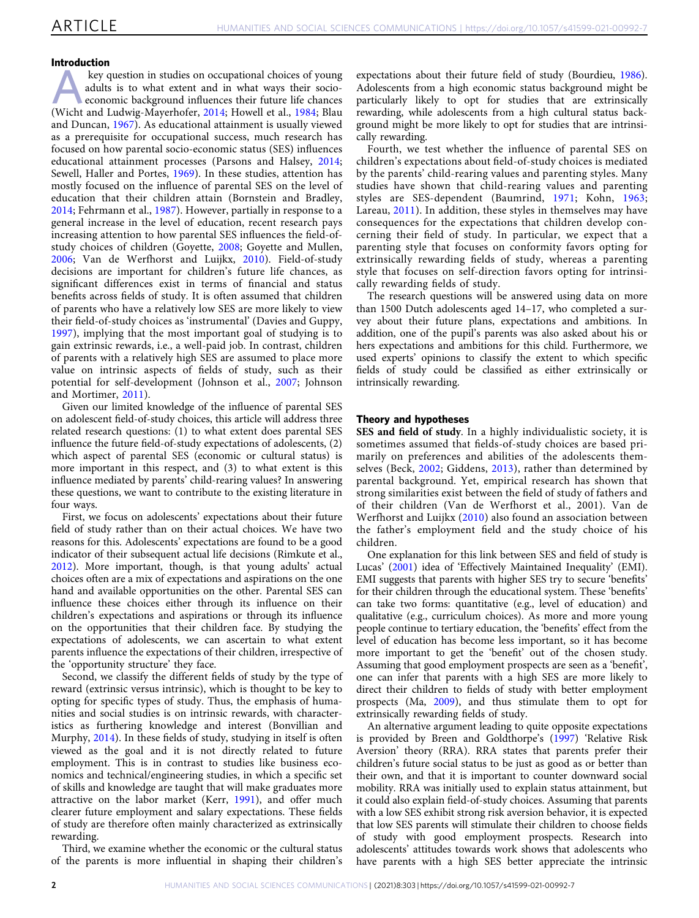## Introduction

A key question in studies on occupational choices of young adults is to what extent and in what ways their socio-economic background influences their future life chances (Wicht and Ludwig-Mayerhofer, 2014; Howell et al., 1984; Blau and Duncan, 1967). As educational attainment is usually viewed as a prerequisite for occupational success, much research has focused on how parental socio-economic status (SES) influences educational attainment processes (Parsons and Halsey, 2014; Sewell, Haller and Portes, 1969). In these studies, attention has mostly focused on the influence of parental SES on the level of education that their children attain (Bornstein and Bradley, 2014; Fehrmann et al., 1987). However, partially in response to a general increase in the level of education, recent research pays increasing attention to how parental SES influences the field-of-study choices of children (Goyette, 2008; Goyette and Mullen, 2006; Van de Werfhorst and Luijkx, 2010). Field-of-study decisions are important for children's future life chances, as significant differences exist in terms of financial and status benefits across fields of study. It is often assumed that children of parents who have a relatively low SES are more likely to view their field-of-study choices as 'instrumental' (Davies and Guppy, 1997), implying that the most important goal of studying is to gain extrinsic rewards, i.e., a well-paid job. In contrast, children of parents with a relatively high SES are assumed to place more value on intrinsic aspects of fields of study, such as their potential for self-development (Johnson et al., 2007; Johnson and Mortimer, 2011).

Given our limited knowledge of the influence of parental SES on adolescent field-of-study choices, this article will address three related research questions: (1) to what extent does parental SES influence the future field-of-study expectations of adolescents, (2) which aspect of parental SES (economic or cultural status) is more important in this respect, and (3) to what extent is this influence mediated by parents' child-rearing values? In answering these questions, we want to contribute to the existing literature in four ways.

First, we focus on adolescents' expectations about their future field of study rather than on their actual choices. We have two reasons for this. Adolescents' expectations are found to be a good indicator of their subsequent actual life decisions (Rimkute et al., 2012). More important, though, is that young adults' actual choices often are a mix of expectations and aspirations on the one hand and available opportunities on the other. Parental SES can influence these choices either through its influence on their children's expectations and aspirations or through its influence on the opportunities that their children face. By studying the expectations of adolescents, we can ascertain to what extent parents influence the expectations of their children, irrespective of the 'opportunity structure' they face.

Second, we classify the different fields of study by the type of reward (extrinsic versus intrinsic), which is thought to be key to opting for specific types of study. Thus, the emphasis of humanities and social studies is on intrinsic rewards, with characteristics as furthering knowledge and interest (Bonvillian and Murphy, 2014). In these fields of study, studying in itself is often viewed as the goal and it is not directly related to future employment. This is in contrast to studies like business economics and technical/engineering studies, in which a specific set of skills and knowledge are taught that will make graduates more attractive on the labor market (Kerr, 1991), and offer much clearer future employment and salary expectations. These fields of study are therefore often mainly characterized as extrinsically rewarding.

Third, we examine whether the economic or the cultural status of the parents is more influential in shaping their children's expectations about their future field of study (Bourdieu, 1986). Adolescents from a high economic status background might be particularly likely to opt for studies that are extrinsically rewarding, while adolescents from a high cultural status background might be more likely to opt for studies that are intrinsically rewarding.

Fourth, we test whether the influence of parental SES on children's expectations about field-of-study choices is mediated by the parents' child-rearing values and parenting styles. Many studies have shown that child-rearing values and parenting styles are SES-dependent (Baumrind, 1971; Kohn, 1963; Lareau, 2011). In addition, these styles in themselves may have consequences for the expectations that children develop concerning their field of study. In particular, we expect that a parenting style that focuses on conformity favors opting for extrinsically rewarding fields of study, whereas a parenting style that focuses on self-direction favors opting for intrinsically rewarding fields of study.

The research questions will be answered using data on more than 1500 Dutch adolescents aged 14–17, who completed a survey about their future plans, expectations and ambitions. In addition, one of the pupil's parents was also asked about his or hers expectations and ambitions for this child. Furthermore, we used experts' opinions to classify the extent to which specific fields of study could be classified as either extrinsically or intrinsically rewarding.

## Theory and hypotheses

**SES and field of study**. In a highly individualistic society, it is sometimes assumed that fields-of-study choices are based primarily on preferences and abilities of the adolescents themselves (Beck, 2002; Giddens, 2013), rather than determined by parental background. Yet, empirical research has shown that strong similarities exist between the field of study of fathers and of their children (Van de Werfhorst et al., 2001). Van de Werfhorst and Luijkx (2010) also found an association between the father's employment field and the study choice of his children.

One explanation for this link between SES and field of study is Lucas' (2001) idea of 'Effectively Maintained Inequality' (EMI). EMI suggests that parents with higher SES try to secure 'benefits' for their children through the educational system. These 'benefits' can take two forms: quantitative (e.g., level of education) and qualitative (e.g., curriculum choices). As more and more young people continue to tertiary education, the 'benefits' effect from the level of education has become less important, so it has become more important to get the 'benefit' out of the chosen study. Assuming that good employment prospects are seen as a 'benefit', one can infer that parents with a high SES are more likely to direct their children to fields of study with better employment prospects (Ma, 2009), and thus stimulate them to opt for extrinsically rewarding fields of study.

An alternative argument leading to quite opposite expectations is provided by Breen and Goldthorpe's (1997) 'Relative Risk Aversion' theory (RRA). RRA states that parents prefer their children's future social status to be just as good as or better than their own, and that it is important to counter downward social mobility. RRA was initially used to explain status attainment, but it could also explain field-of-study choices. Assuming that parents with a low SES exhibit strong risk aversion behavior, it is expected that low SES parents will stimulate their children to choose fields of study with good employment prospects. Research into adolescents' attitudes towards work shows that adolescents who have parents with a high SES better appreciate the intrinsic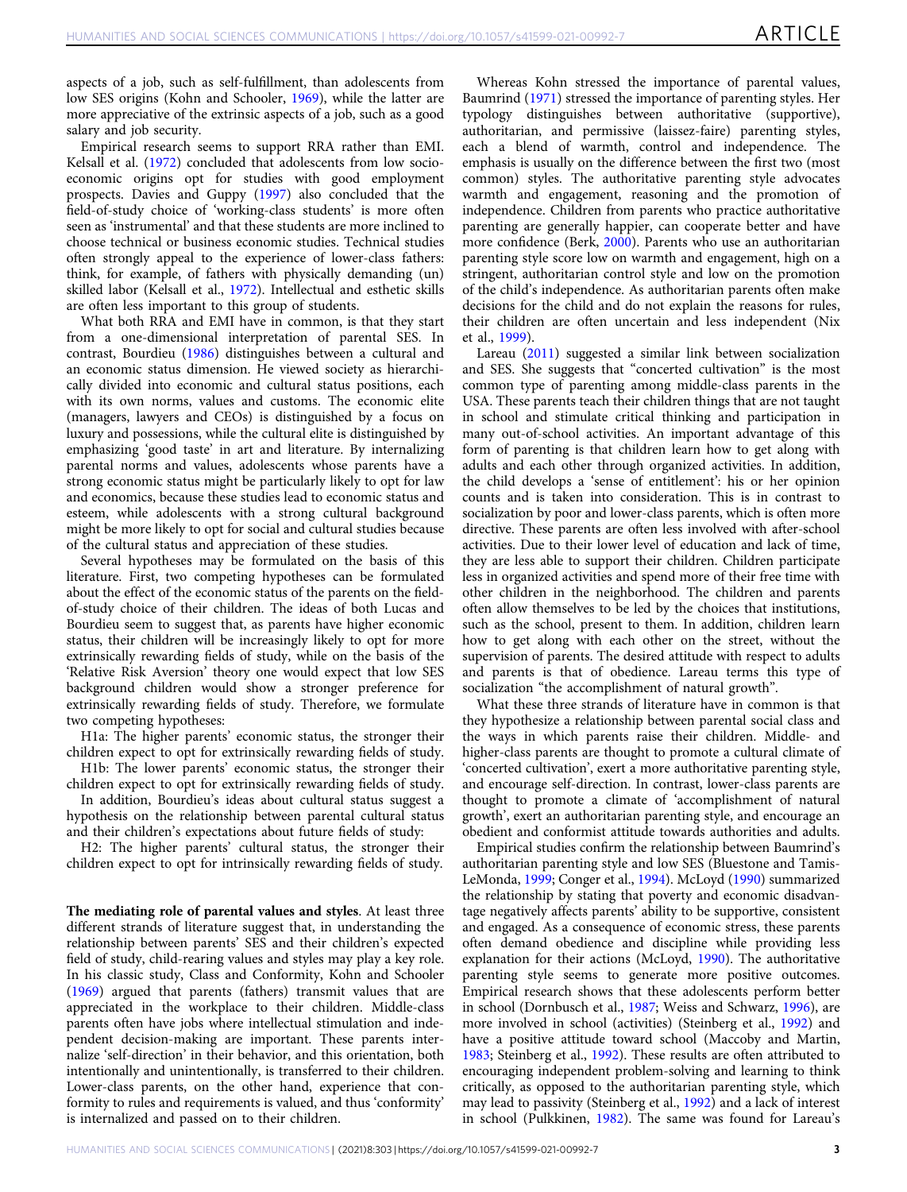aspects of a job, such as self-fulfillment, than adolescents from low SES origins (Kohn and Schooler, 1969), while the latter are more appreciative of the extrinsic aspects of a job, such as a good salary and job security.

Empirical research seems to support RRA rather than EMI. Kelsall et al. (1972) concluded that adolescents from low socio-economic origins opt for studies with good employment prospects. Davies and Guppy (1997) also concluded that the field-of-study choice of 'working-class students' is more often seen as 'instrumental' and that these students are more inclined to choose technical or business economic studies. Technical studies often strongly appeal to the experience of lower-class fathers: think, for example, of fathers with physically demanding (un) skilled labor (Kelsall et al., 1972). Intellectual and esthetic skills are often less important to this group of students.

What both RRA and EMI have in common, is that they start from a one-dimensional interpretation of parental SES. In contrast, Bourdieu (1986) distinguishes between a cultural and an economic status dimension. He viewed society as hierarchically divided into economic and cultural status positions, each with its own norms, values and customs. The economic elite (managers, lawyers and CEOs) is distinguished by a focus on luxury and possessions, while the cultural elite is distinguished by emphasizing 'good taste' in art and literature. By internalizing parental norms and values, adolescents whose parents have a strong economic status might be particularly likely to opt for law and economics, because these studies lead to economic status and esteem, while adolescents with a strong cultural background might be more likely to opt for social and cultural studies because of the cultural status and appreciation of these studies.

Several hypotheses may be formulated on the basis of this literature. First, two competing hypotheses can be formulated about the effect of the economic status of the parents on the field-of-study choice of their children. The ideas of both Lucas and Bourdieu seem to suggest that, as parents have higher economic status, their children will be increasingly likely to opt for more extrinsically rewarding fields of study, while on the basis of the 'Relative Risk Aversion' theory one would expect that low SES background children would show a stronger preference for extrinsically rewarding fields of study. Therefore, we formulate two competing hypotheses:

H1a: The higher parents' economic status, the stronger their children expect to opt for extrinsically rewarding fields of study.

H1b: The lower parents' economic status, the stronger their children expect to opt for extrinsically rewarding fields of study.

In addition, Bourdieu's ideas about cultural status suggest a hypothesis on the relationship between parental cultural status and their children's expectations about future fields of study:

H2: The higher parents' cultural status, the stronger their children expect to opt for intrinsically rewarding fields of study.

**The mediating role of parental values and styles**. At least three different strands of literature suggest that, in understanding the relationship between parents' SES and their children's expected field of study, child-rearing values and styles may play a key role. In his classic study, Class and Conformity, Kohn and Schooler (1969) argued that parents (fathers) transmit values that are appreciated in the workplace to their children. Middle-class parents often have jobs where intellectual stimulation and independent decision-making are important. These parents internalize 'self-direction' in their behavior, and this orientation, both intentionally and unintentionally, is transferred to their children. Lower-class parents, on the other hand, experience that conformity to rules and requirements is valued, and thus 'conformity' is internalized and passed on to their children.

Whereas Kohn stressed the importance of parental values, Baumrind (1971) stressed the importance of parenting styles. Her typology distinguishes between authoritative (supportive), authoritarian, and permissive (laissez-faire) parenting styles, each a blend of warmth, control and independence. The emphasis is usually on the difference between the first two (most common) styles. The authoritative parenting style advocates warmth and engagement, reasoning and the promotion of independence. Children from parents who practice authoritative parenting are generally happier, can cooperate better and have more confidence (Berk, 2000). Parents who use an authoritarian parenting style score low on warmth and engagement, high on a stringent, authoritarian control style and low on the promotion of the child's independence. As authoritarian parents often make decisions for the child and do not explain the reasons for rules, their children are often uncertain and less independent (Nix et al., 1999).

Lareau (2011) suggested a similar link between socialization and SES. She suggests that "concerted cultivation" is the most common type of parenting among middle-class parents in the USA. These parents teach their children things that are not taught in school and stimulate critical thinking and participation in many out-of-school activities. An important advantage of this form of parenting is that children learn how to get along with adults and each other through organized activities. In addition, the child develops a 'sense of entitlement': his or her opinion counts and is taken into consideration. This is in contrast to socialization by poor and lower-class parents, which is often more directive. These parents are often less involved with after-school activities. Due to their lower level of education and lack of time, they are less able to support their children. Children participate less in organized activities and spend more of their free time with other children in the neighborhood. The children and parents often allow themselves to be led by the choices that institutions, such as the school, present to them. In addition, children learn how to get along with each other on the street, without the supervision of parents. The desired attitude with respect to adults and parents is that of obedience. Lareau terms this type of socialization "the accomplishment of natural growth".

What these three strands of literature have in common is that they hypothesize a relationship between parental social class and the ways in which parents raise their children. Middle- and higher-class parents are thought to promote a cultural climate of 'concerted cultivation', exert a more authoritative parenting style, and encourage self-direction. In contrast, lower-class parents are thought to promote a climate of 'accomplishment of natural growth', exert an authoritarian parenting style, and encourage an obedient and conformist attitude towards authorities and adults.

Empirical studies confirm the relationship between Baumrind's authoritarian parenting style and low SES (Bluestone and Tamis-LeMonda, 1999; Conger et al., 1994). McLoyd (1990) summarized the relationship by stating that poverty and economic disadvantage negatively affects parents' ability to be supportive, consistent and engaged. As a consequence of economic stress, these parents often demand obedience and discipline while providing less explanation for their actions (McLoyd, 1990). The authoritative parenting style seems to generate more positive outcomes. Empirical research shows that these adolescents perform better in school (Dornbusch et al., 1987; Weiss and Schwarz, 1996), are more involved in school (activities) (Steinberg et al., 1992) and have a positive attitude toward school (Maccoby and Martin, 1983; Steinberg et al., 1992). These results are often attributed to encouraging independent problem-solving and learning to think critically, as opposed to the authoritarian parenting style, which may lead to passivity (Steinberg et al., 1992) and a lack of interest in school (Pulkkinen, 1982). The same was found for Lareau's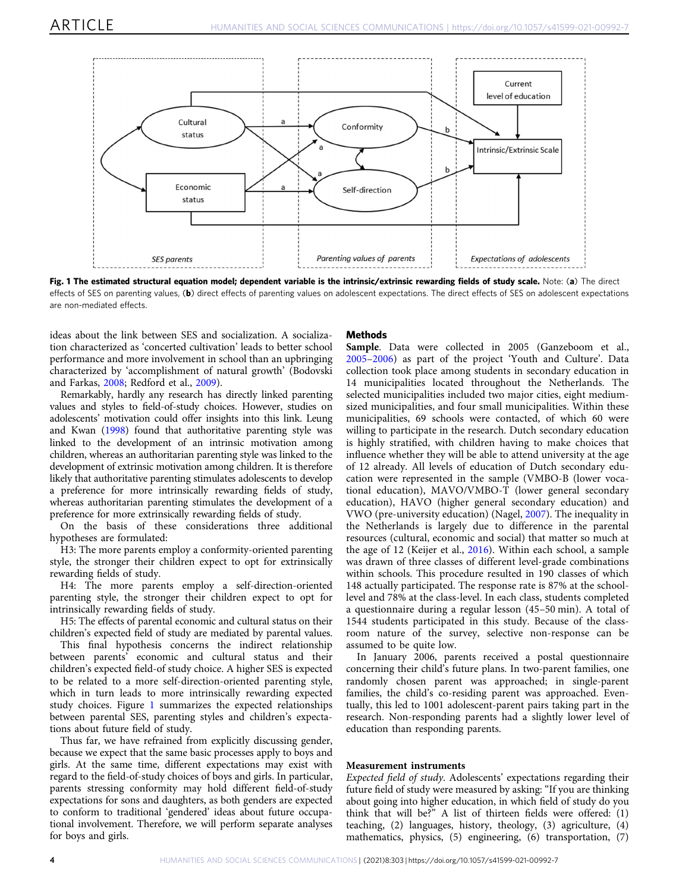**Fig. 1 The estimated structural equation model; dependent variable is the intrinsic/extrinsic rewarding fields of study scale.** Note: (**a**) The direct effects of SES on parenting values, (**b**) direct effects of parenting values on adolescent expectations. The direct effects of SES on adolescent expectations are non-mediated effects.

ideas about the link between SES and socialization. A socialization characterized as 'concerted cultivation' leads to better school performance and more involvement in school than an upbringing characterized by 'accomplishment of natural growth' (Bodovski and Farkas, 2008; Redford et al., 2009).

Remarkably, hardly any research has directly linked parenting values and styles to field-of-study choices. However, studies on adolescents' motivation could offer insights into this link. Leung and Kwan (1998) found that authoritative parenting style was linked to the development of an intrinsic motivation among children, whereas an authoritarian parenting style was linked to the development of extrinsic motivation among children. It is therefore likely that authoritative parenting stimulates adolescents to develop a preference for more intrinsically rewarding fields of study, whereas authoritarian parenting stimulates the development of a preference for more extrinsically rewarding fields of study.

On the basis of these considerations three additional hypotheses are formulated:

H3: The more parents employ a conformity-oriented parenting style, the stronger their children expect to opt for extrinsically rewarding fields of study.

H4: The more parents employ a self-direction-oriented parenting style, the stronger their children expect to opt for intrinsically rewarding fields of study.

H5: The effects of parental economic and cultural status on their children's expected field of study are mediated by parental values.

This final hypothesis concerns the indirect relationship between parents' economic and cultural status and their children's expected field-of-study choice. A higher SES is expected to be related to a more self-direction-oriented parenting style, which in turn leads to more intrinsically rewarding expected study choices. Figure 1 summarizes the expected relationships between parental SES, parenting styles and children's expectations about future field of study.

Thus far, we have refrained from explicitly discussing gender, because we expect that the same basic processes apply to boys and girls. At the same time, different expectations may exist with regard to the field-of-study choices of boys and girls. In particular, parents stressing conformity may hold different field-of-study expectations for sons and daughters, as both genders are expected to conform to traditional 'gendered' ideas about future occupational involvement. Therefore, we will perform separate analyses for boys and girls.

## Methods

**Sample**. Data were collected in 2005 (Ganzeboom et al., 2005–2006) as part of the project 'Youth and Culture'. Data collection took place among students in secondary education in 14 municipalities located throughout the Netherlands. The selected municipalities included two major cities, eight medium-sized municipalities, and four small municipalities. Within these municipalities, 69 schools were contacted, of which 60 were willing to participate in the research. Dutch secondary education is highly stratified, with children having to make choices that influence whether they will be able to attend university at the age of 12 already. All levels of education of Dutch secondary education were represented in the sample (VMBO-B (lower vocational education), MAVO/VMBO-T (lower general secondary education), HAVO (higher general secondary education) and VWO (pre-university education) (Nagel, 2007). The inequality in the Netherlands is largely due to difference in the parental resources (cultural, economic and social) that matter so much at the age of 12 (Keijer et al., 2016). Within each school, a sample was drawn of three classes of different level-grade combinations within schools. This procedure resulted in 190 classes of which 148 actually participated. The response rate is 87% at the school-level and 78% at the class-level. In each class, students completed a questionnaire during a regular lesson (45–50 min). A total of 1544 students participated in this study. Because of the classroom nature of the survey, selective non-response can be assumed to be quite low.

In January 2006, parents received a postal questionnaire concerning their child's future plans. In two-parent families, one randomly chosen parent was approached; in single-parent families, the child's co-residing parent was approached. Eventually, this led to 1001 adolescent-parent pairs taking part in the research. Non-responding parents had a slightly lower level of education than responding parents.

### Measurement instruments

*Expected field of study*. Adolescents' expectations regarding their future field of study were measured by asking: "If you are thinking about going into higher education, in which field of study do you think that will be?" A list of thirteen fields were offered: (1) teaching, (2) languages, history, theology, (3) agriculture, (4) mathematics, physics, (5) engineering, (6) transportation, (7)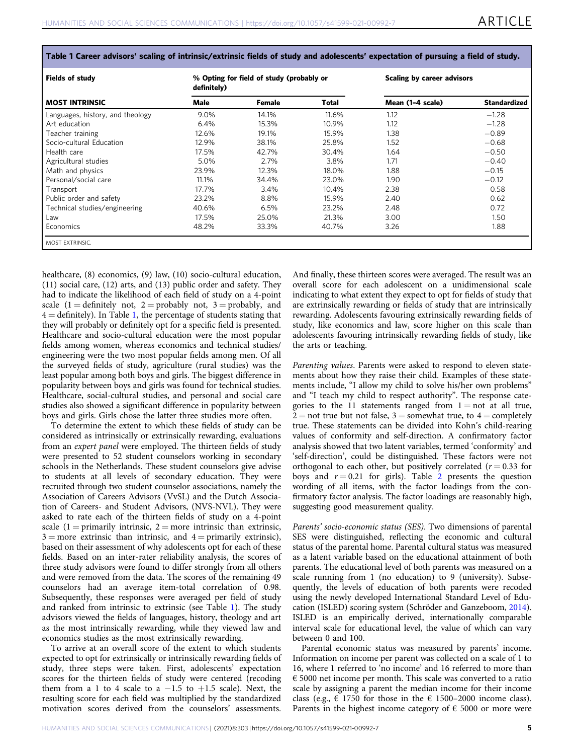**Table 1 Career advisors' scaling of intrinsic/extrinsic fields of study and adolescents' expectation of pursuing a field of study.**

| Fields of study | % Opting for field of study (probably or definitely) | | | Scaling by career advisors | |
|---|---|---|---|---|---|
| **MOST INTRINSIC** | **Male** | **Female** | **Total** | **Mean (1-4 scale)** | **Standardized** |
| Languages, history, and theology | 9.0% | 14.1% | 11.6% | 1.12 | −1.28 |
| Art education | 6.4% | 15.3% | 10.9% | 1.12 | −1.28 |
| Teacher training | 12.6% | 19.1% | 15.9% | 1.38 | −0.89 |
| Socio-cultural Education | 12.9% | 38.1% | 25.8% | 1.52 | −0.68 |
| Health care | 17.5% | 42.7% | 30.4% | 1.64 | −0.50 |
| Agricultural studies | 5.0% | 2.7% | 3.8% | 1.71 | −0.40 |
| Math and physics | 23.9% | 12.3% | 18.0% | 1.88 | −0.15 |
| Personal/social care | 11.1% | 34.4% | 23.0% | 1.90 | −0.12 |
| Transport | 17.7% | 3.4% | 10.4% | 2.38 | 0.58 |
| Public order and safety | 23.2% | 8.8% | 15.9% | 2.40 | 0.62 |
| Technical studies/engineering | 40.6% | 6.5% | 23.2% | 2.48 | 0.72 |
| Law | 17.5% | 25.0% | 21.3% | 3.00 | 1.50 |
| Economics | 48.2% | 33.3% | 40.7% | 3.26 | 1.88 |
| MOST EXTRINSIC. | | | | | |

healthcare, (8) economics, (9) law, (10) socio-cultural education, (11) social care, (12) arts, and (13) public order and safety. They had to indicate the likelihood of each field of study on a 4-point scale (1 = definitely not, 2 = probably not, 3 = probably, and 4 = definitely). In Table 1, the percentage of students stating that they will probably or definitely opt for a specific field is presented. Healthcare and socio-cultural education were the most popular fields among women, whereas economics and technical studies/engineering were the two most popular fields among men. Of all the surveyed fields of study, agriculture (rural studies) was the least popular among both boys and girls. The biggest difference in popularity between boys and girls was found for technical studies. Healthcare, social-cultural studies, and personal and social care studies also showed a significant difference in popularity between boys and girls. Girls chose the latter three studies more often.

To determine the extent to which these fields of study can be considered as intrinsically or extrinsically rewarding, evaluations from an *expert panel* were employed. The thirteen fields of study were presented to 52 student counselors working in secondary schools in the Netherlands. These student counselors give advise to students at all levels of secondary education. They were recruited through two student counselor associations, namely the Association of Careers Advisors (VvSL) and the Dutch Association of Careers- and Student Advisors, (NVS-NVL). They were asked to rate each of the thirteen fields of study on a 4-point scale (1 = primarily intrinsic, 2 = more intrinsic than extrinsic, 3 = more extrinsic than intrinsic, and 4 = primarily extrinsic), based on their assessment of why adolescents opt for each of these fields. Based on an inter-rater reliability analysis, the scores of three study advisors were found to differ strongly from all others and were removed from the data. The scores of the remaining 49 counselors had an average item-total correlation of 0.98. Subsequently, these responses were averaged per field of study and ranked from intrinsic to extrinsic (see Table 1). The study advisors viewed the fields of languages, history, theology and art as the most intrinsically rewarding, while they viewed law and economics studies as the most extrinsically rewarding.

To arrive at an overall score of the extent to which students expected to opt for extrinsically or intrinsically rewarding fields of study, three steps were taken. First, adolescents' expectation scores for the thirteen fields of study were centered (recoding them from a 1 to 4 scale to a −1.5 to +1.5 scale). Next, the resulting score for each field was multiplied by the standardized motivation scores derived from the counselors' assessments. And finally, these thirteen scores were averaged. The result was an overall score for each adolescent on a unidimensional scale indicating to what extent they expect to opt for fields of study that are extrinsically rewarding or fields of study that are intrinsically rewarding. Adolescents favouring extrinsically rewarding fields of study, like economics and law, score higher on this scale than adolescents favouring intrinsically rewarding fields of study, like the arts or teaching.

*Parenting values*. Parents were asked to respond to eleven statements about how they raise their child. Examples of these statements include, "I allow my child to solve his/her own problems" and "I teach my child to respect authority". The response categories to the 11 statements ranged from 1 = not at all true, 2 = not true but not false, 3 = somewhat true, to 4 = completely true. These statements can be divided into Kohn's child-rearing values of conformity and self-direction. A confirmatory factor analysis showed that two latent variables, termed 'conformity' and 'self-direction', could be distinguished. These factors were not orthogonal to each other, but positively correlated ($r = 0.33$ for boys and $r = 0.21$ for girls). Table 2 presents the question wording of all items, with the factor loadings from the confirmatory factor analysis. The factor loadings are reasonably high, suggesting good measurement quality.

*Parents' socio-economic status (SES)*. Two dimensions of parental SES were distinguished, reflecting the economic and cultural status of the parental home. Parental cultural status was measured as a latent variable based on the educational attainment of both parents. The educational level of both parents was measured on a scale running from 1 (no education) to 9 (university). Subsequently, the levels of education of both parents were recoded using the newly developed International Standard Level of Education (ISLED) scoring system (Schröder and Ganzeboom, 2014). ISLED is an empirically derived, internationally comparable interval scale for educational level, the value of which can vary between 0 and 100.

Parental economic status was measured by parents' income. Information on income per parent was collected on a scale of 1 to 16, where 1 referred to 'no income' and 16 referred to more than € 5000 net income per month. This scale was converted to a ratio scale by assigning a parent the median income for their income class (e.g., € 1750 for those in the € 1500–2000 income class). Parents in the highest income category of € 5000 or more were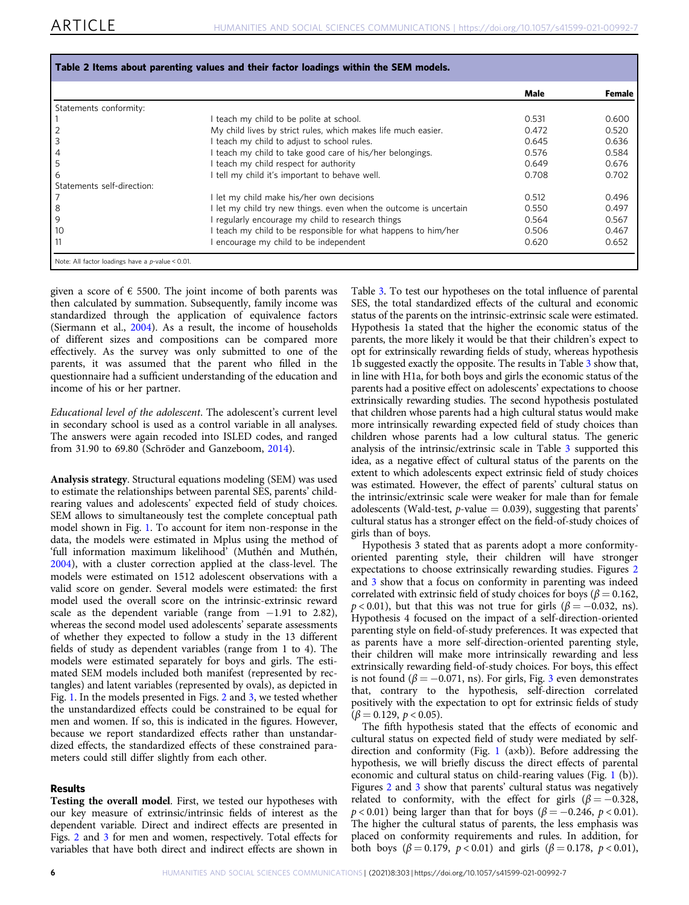**Table 2 Items about parenting values and their factor loadings within the SEM models.**

| | | Male | Female |
|---|---|---|---|
| Statements conformity: | | | |
| 1 | I teach my child to be polite at school. | 0.531 | 0.600 |
| 2 | My child lives by strict rules, which makes life much easier. | 0.472 | 0.520 |
| 3 | I teach my child to adjust to school rules. | 0.645 | 0.636 |
| 4 | I teach my child to take good care of his/her belongings. | 0.576 | 0.584 |
| 5 | I teach my child respect for authority | 0.649 | 0.676 |
| 6 | I tell my child it's important to behave well. | 0.708 | 0.702 |
| Statements self-direction: | | | |
| 7 | I let my child make his/her own decisions | 0.512 | 0.496 |
| 8 | I let my child try new things. even when the outcome is uncertain | 0.550 | 0.497 |
| 9 | I regularly encourage my child to research things | 0.564 | 0.567 |
| 10 | I teach my child to be responsible for what happens to him/her | 0.506 | 0.467 |
| 11 | I encourage my child to be independent | 0.620 | 0.652 |

Note: All factor loadings have a $p$-value < 0.01.

given a score of € 5500. The joint income of both parents was then calculated by summation. Subsequently, family income was standardized through the application of equivalence factors (Siermann et al., 2004). As a result, the income of households of different sizes and compositions can be compared more effectively. As the survey was only submitted to one of the parents, it was assumed that the parent who filled in the questionnaire had a sufficient understanding of the education and income of his or her partner.

*Educational level of the adolescent*. The adolescent's current level in secondary school is used as a control variable in all analyses. The answers were again recoded into ISLED codes, and ranged from 31.90 to 69.80 (Schröder and Ganzeboom, 2014).

**Analysis strategy**. Structural equations modeling (SEM) was used to estimate the relationships between parental SES, parents' child-rearing values and adolescents' expected field of study choices. SEM allows to simultaneously test the complete conceptual path model shown in Fig. 1. To account for item non-response in the data, the models were estimated in Mplus using the method of 'full information maximum likelihood' (Muthén and Muthén, 2004), with a cluster correction applied at the class-level. The models were estimated on 1512 adolescent observations with a valid score on gender. Several models were estimated: the first model used the overall score on the intrinsic-extrinsic reward scale as the dependent variable (range from −1.91 to 2.82), whereas the second model used adolescents' separate assessments of whether they expected to follow a study in the 13 different fields of study as dependent variables (range from 1 to 4). The models were estimated separately for boys and girls. The estimated SEM models included both manifest (represented by rectangles) and latent variables (represented by ovals), as depicted in Fig. 1. In the models presented in Figs. 2 and 3, we tested whether the unstandardized effects could be constrained to be equal for men and women. If so, this is indicated in the figures. However, because we report standardized effects rather than unstandardized effects, the standardized effects of these constrained parameters could still differ slightly from each other.

## Results

**Testing the overall model**. First, we tested our hypotheses with our key measure of extrinsic/intrinsic fields of interest as the dependent variable. Direct and indirect effects are presented in Figs. 2 and 3 for men and women, respectively. Total effects for variables that have both direct and indirect effects are shown in Table 3. To test our hypotheses on the total influence of parental SES, the total standardized effects of the cultural and economic status of the parents on the intrinsic-extrinsic scale were estimated. Hypothesis 1a stated that the higher the economic status of the parents, the more likely it would be that their children's expect to opt for extrinsically rewarding fields of study, whereas hypothesis 1b suggested exactly the opposite. The results in Table 3 show that, in line with H1a, for both boys and girls the economic status of the parents had a positive effect on adolescents' expectations to choose extrinsically rewarding studies. The second hypothesis postulated that children whose parents had a high cultural status would make more intrinsically rewarding expected field of study choices than children whose parents had a low cultural status. The generic analysis of the intrinsic/extrinsic scale in Table 3 supported this idea, as a negative effect of cultural status of the parents on the extent to which adolescents expect extrinsic field of study choices was estimated. However, the effect of parents' cultural status on the intrinsic/extrinsic scale were weaker for male than for female adolescents (Wald-test, $p$-value = 0.039), suggesting that parents' cultural status has a stronger effect on the field-of-study choices of girls than of boys.

Hypothesis 3 stated that as parents adopt a more conformity-oriented parenting style, their children will have stronger expectations to choose extrinsically rewarding studies. Figures 2 and 3 show that a focus on conformity in parenting was indeed correlated with extrinsic field of study choices for boys ($\beta = 0.162$, $p < 0.01$), but that this was not true for girls ($\beta = -0.032$, ns). Hypothesis 4 focused on the impact of a self-direction-oriented parenting style on field-of-study preferences. It was expected that as parents have a more self-direction-oriented parenting style, their children will make more intrinsically rewarding and less extrinsically rewarding field-of-study choices. For boys, this effect is not found ($\beta = -0.071$, ns). For girls, Fig. 3 even demonstrates that, contrary to the hypothesis, self-direction correlated positively with the expectation to opt for extrinsic fields of study ($\beta = 0.129$, $p < 0.05$).

The fifth hypothesis stated that the effects of economic and cultural status on expected field of study were mediated by self-direction and conformity (Fig. 1 (a×b)). Before addressing the hypothesis, we will briefly discuss the direct effects of parental economic and cultural status on child-rearing values (Fig. 1 (b)). Figures 2 and 3 show that parents' cultural status was negatively related to conformity, with the effect for girls ($\beta = -0.328$, $p < 0.01$) being larger than that for boys ($\beta = -0.246$, $p < 0.01$). The higher the cultural status of parents, the less emphasis was placed on conformity requirements and rules. In addition, for both boys ($\beta = 0.179$, $p < 0.01$) and girls ($\beta = 0.178$, $p < 0.01$),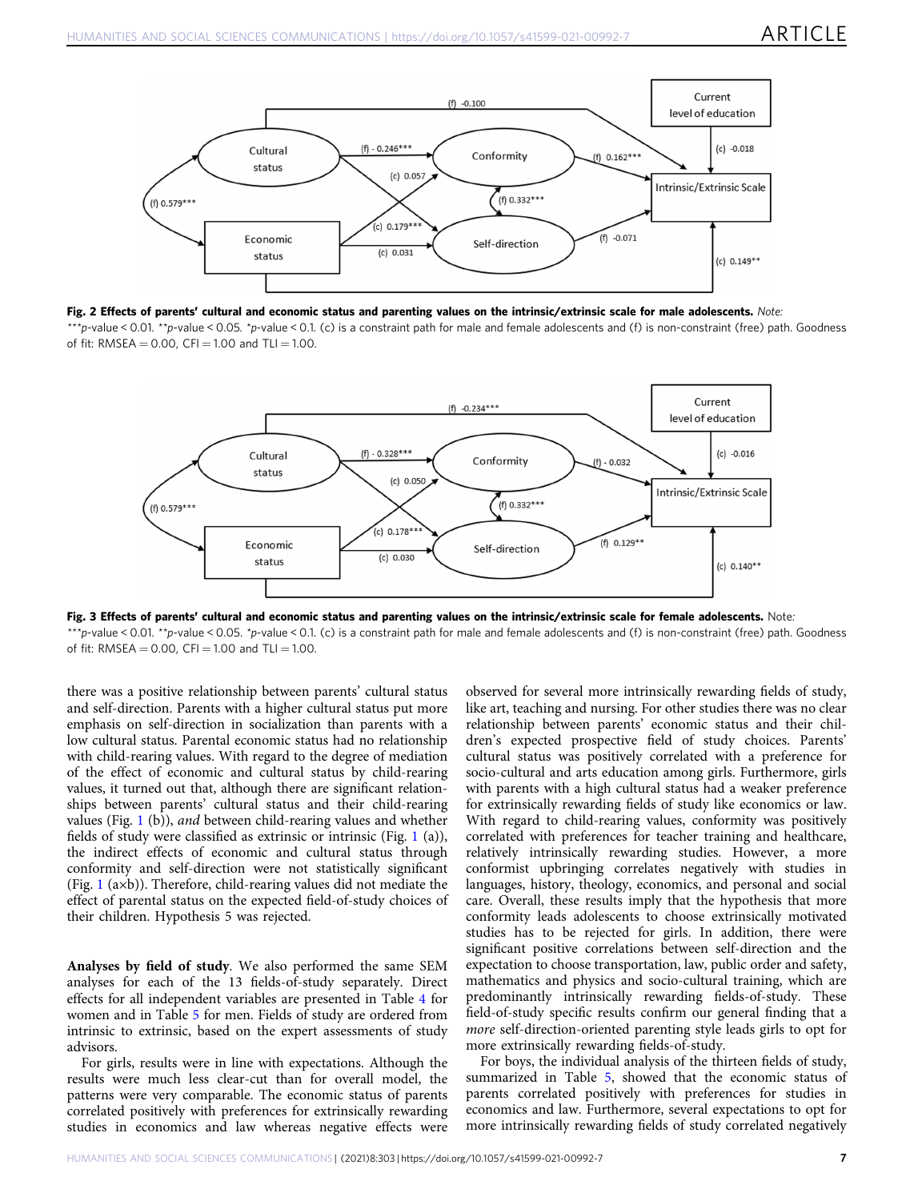Fig. 2 Effects of parents' cultural and economic status and parenting values on the intrinsic/extrinsic scale for male adolescents. Note: ***p-value < 0.01. **p-value < 0.05. *p-value < 0.1. (c) is a constraint path for male and female adolescents and (f) is non-constraint (free) path. Goodness of fit: RMSEA = 0.00, CFI = 1.00 and TLI = 1.00.

Fig. 3 Effects of parents' cultural and economic status and parenting values on the intrinsic/extrinsic scale for female adolescents. Note: ***p-value < 0.01. **p-value < 0.05. *p-value < 0.1. (c) is a constraint path for male and female adolescents and (f) is non-constraint (free) path. Goodness of fit: RMSEA = 0.00, CFI = 1.00 and TLI = 1.00.

there was a positive relationship between parents' cultural status and self-direction. Parents with a higher cultural status put more emphasis on self-direction in socialization than parents with a low cultural status. Parental economic status had no relationship with child-rearing values. With regard to the degree of mediation of the effect of economic and cultural status by child-rearing values, it turned out that, although there are significant relationships between parents' cultural status and their child-rearing values (Fig. 1 (b)), *and* between child-rearing values and whether fields of study were classified as extrinsic or intrinsic (Fig. 1 (a)), the indirect effects of economic and cultural status through conformity and self-direction were not statistically significant (Fig. 1 (a×b)). Therefore, child-rearing values did not mediate the effect of parental status on the expected field-of-study choices of their children. Hypothesis 5 was rejected.

**Analyses by field of study**. We also performed the same SEM analyses for each of the 13 fields-of-study separately. Direct effects for all independent variables are presented in Table 4 for women and in Table 5 for men. Fields of study are ordered from intrinsic to extrinsic, based on the expert assessments of study advisors.

For girls, results were in line with expectations. Although the results were much less clear-cut than for overall model, the patterns were very comparable. The economic status of parents correlated positively with preferences for extrinsically rewarding studies in economics and law whereas negative effects were observed for several more intrinsically rewarding fields of study, like art, teaching and nursing. For other studies there was no clear relationship between parents' economic status and their children's expected prospective field of study choices. Parents' cultural status was positively correlated with a preference for socio-cultural and arts education among girls. Furthermore, girls with parents with a high cultural status had a weaker preference for extrinsically rewarding fields of study like economics or law. With regard to child-rearing values, conformity was positively correlated with preferences for teacher training and healthcare, relatively intrinsically rewarding studies. However, a more conformist upbringing correlates negatively with studies in languages, history, theology, economics, and personal and social care. Overall, these results imply that the hypothesis that more conformity leads adolescents to choose extrinsically motivated studies has to be rejected for girls. In addition, there were significant positive correlations between self-direction and the expectation to choose transportation, law, public order and safety, mathematics and physics and socio-cultural training, which are predominantly intrinsically rewarding fields-of-study. These field-of-study specific results confirm our general finding that a *more* self-direction-oriented parenting style leads girls to opt for more extrinsically rewarding fields-of-study.

For boys, the individual analysis of the thirteen fields of study, summarized in Table 5, showed that the economic status of parents correlated positively with preferences for studies in economics and law. Furthermore, several expectations to opt for more intrinsically rewarding fields of study correlated negatively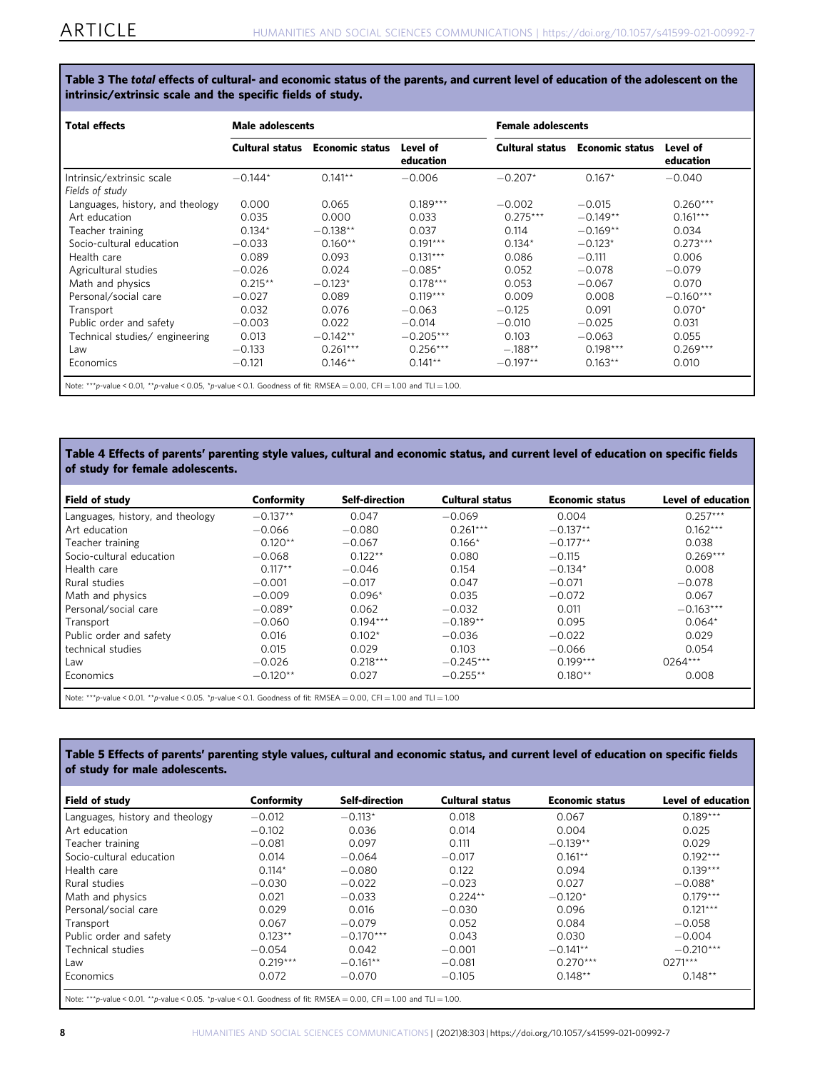**Table 3 The *total* effects of cultural- and economic status of the parents, and current level of education of the adolescent on the intrinsic/extrinsic scale and the specific fields of study.**

| Total effects | Male adolescents | | | Female adolescents | | |
|---|---|---|---|---|---|---|
| | Cultural status | Economic status | Level of education | Cultural status | Economic status | Level of education |
| Intrinsic/extrinsic scale | −0.144* | 0.141** | −0.006 | −0.207* | 0.167* | −0.040 |
| *Fields of study* | | | | | | |
| Languages, history, and theology | 0.000 | 0.065 | 0.189*** | −0.002 | −0.015 | 0.260*** |
| Art education | 0.035 | 0.000 | 0.033 | 0.275*** | −0.149** | 0.161*** |
| Teacher training | 0.134* | −0.138** | 0.037 | 0.114 | −0.169** | 0.034 |
| Socio-cultural education | −0.033 | 0.160** | 0.191*** | 0.134* | −0.123* | 0.273*** |
| Health care | 0.089 | 0.093 | 0.131*** | 0.086 | −0.111 | 0.006 |
| Agricultural studies | −0.026 | 0.024 | −0.085* | 0.052 | −0.078 | −0.079 |
| Math and physics | 0.215** | −0.123* | 0.178*** | 0.053 | −0.067 | 0.070 |
| Personal/social care | −0.027 | 0.089 | 0.119*** | 0.009 | 0.008 | −0.160*** |
| Transport | 0.032 | 0.076 | −0.063 | −0.125 | 0.091 | 0.070* |
| Public order and safety | −0.003 | 0.022 | −0.014 | −0.010 | −0.025 | 0.031 |
| Technical studies/ engineering | 0.013 | −0.142** | −0.205*** | 0.103 | −0.063 | 0.055 |
| Law | −0.133 | 0.261*** | 0.256*** | −.188** | 0.198*** | 0.269*** |
| Economics | −0.121 | 0.146** | 0.141** | −0.197** | 0.163** | 0.010 |

Note: ***p-value < 0.01, **p-value < 0.05, *p-value < 0.1. Goodness of fit: RMSEA = 0.00, CFI = 1.00 and TLI = 1.00.

**Table 4 Effects of parents' parenting style values, cultural and economic status, and current level of education on specific fields of study for female adolescents.**

| Field of study | Conformity | Self-direction | Cultural status | Economic status | Level of education |
|---|---|---|---|---|---|
| Languages, history, and theology | −0.137** | 0.047 | −0.069 | 0.004 | 0.257*** |
| Art education | −0.066 | −0.080 | 0.261*** | −0.137** | 0.162*** |
| Teacher training | 0.120** | −0.067 | 0.166* | −0.177** | 0.038 |
| Socio-cultural education | −0.068 | 0.122** | 0.080 | −0.115 | 0.269*** |
| Health care | 0.117** | −0.046 | 0.154 | −0.134* | 0.008 |
| Rural studies | −0.001 | −0.017 | 0.047 | −0.071 | −0.078 |
| Math and physics | −0.009 | 0.096* | 0.035 | −0.072 | 0.067 |
| Personal/social care | −0.089* | 0.062 | −0.032 | 0.011 | −0.163*** |
| Transport | −0.060 | 0.194*** | −0.189** | 0.095 | 0.064* |
| Public order and safety | 0.016 | 0.102* | −0.036 | −0.022 | 0.029 |
| technical studies | 0.015 | 0.029 | 0.103 | −0.066 | 0.054 |
| Law | −0.026 | 0.218*** | −0.245*** | 0.199*** | 0264*** |
| Economics | −0.120** | 0.027 | −0.255** | 0.180** | 0.008 |

Note: ***p-value < 0.01. **p-value < 0.05. *p-value < 0.1. Goodness of fit: RMSEA = 0.00, CFI = 1.00 and TLI = 1.00

**Table 5 Effects of parents' parenting style values, cultural and economic status, and current level of education on specific fields of study for male adolescents.**

| Field of study | Conformity | Self-direction | Cultural status | Economic status | Level of education |
|---|---|---|---|---|---|
| Languages, history and theology | −0.012 | −0.113* | 0.018 | 0.067 | 0.189*** |
| Art education | −0.102 | 0.036 | 0.014 | 0.004 | 0.025 |
| Teacher training | −0.081 | 0.097 | 0.111 | −0.139** | 0.029 |
| Socio-cultural education | 0.014 | −0.064 | −0.017 | 0.161** | 0.192*** |
| Health care | 0.114* | −0.080 | 0.122 | 0.094 | 0.139*** |
| Rural studies | −0.030 | −0.022 | −0.023 | 0.027 | −0.088* |
| Math and physics | 0.021 | −0.033 | 0.224** | −0.120* | 0.179*** |
| Personal/social care | 0.029 | 0.016 | −0.030 | 0.096 | 0.121*** |
| Transport | 0.067 | −0.079 | 0.052 | 0.084 | −0.058 |
| Public order and safety | 0.123** | −0.170*** | 0.043 | 0.030 | −0.004 |
| Technical studies | −0.054 | 0.042 | −0.001 | −0.141** | −0.210*** |
| Law | 0.219*** | −0.161** | −0.081 | 0.270*** | 0271*** |
| Economics | 0.072 | −0.070 | −0.105 | 0.148** | 0.148** |

Note: ***p-value < 0.01. **p-value < 0.05. *p-value < 0.1. Goodness of fit: RMSEA = 0.00, CFI = 1.00 and TLI = 1.00.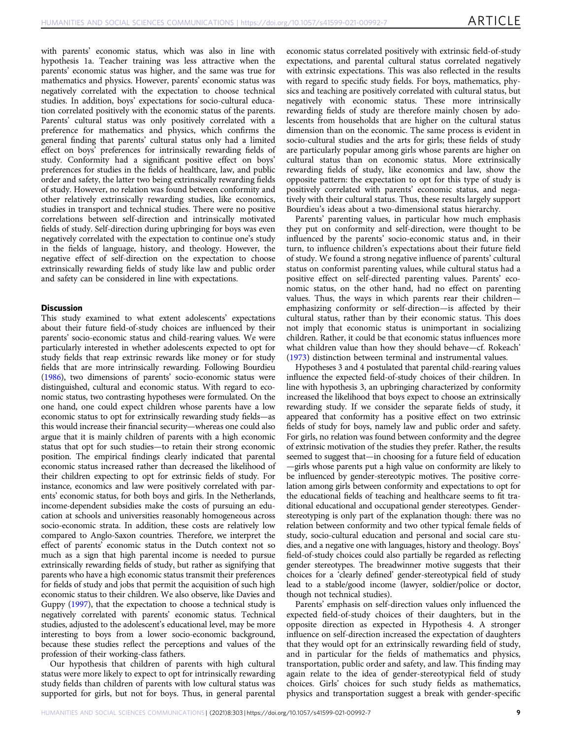with parents' economic status, which was also in line with hypothesis 1a. Teacher training was less attractive when the parents' economic status was higher, and the same was true for mathematics and physics. However, parents' economic status was negatively correlated with the expectation to choose technical studies. In addition, boys' expectations for socio-cultural education correlated positively with the economic status of the parents. Parents' cultural status was only positively correlated with a preference for mathematics and physics, which confirms the general finding that parents' cultural status only had a limited effect on boys' preferences for intrinsically rewarding fields of study. Conformity had a significant positive effect on boys' preferences for studies in the fields of healthcare, law, and public order and safety, the latter two being extrinsically rewarding fields of study. However, no relation was found between conformity and other relatively extrinsically rewarding studies, like economics, studies in transport and technical studies. There were no positive correlations between self-direction and intrinsically motivated fields of study. Self-direction during upbringing for boys was even negatively correlated with the expectation to continue one's study in the fields of language, history, and theology. However, the negative effect of self-direction on the expectation to choose extrinsically rewarding fields of study like law and public order and safety can be considered in line with expectations.

## Discussion

This study examined to what extent adolescents' expectations about their future field-of-study choices are influenced by their parents' socio-economic status and child-rearing values. We were particularly interested in whether adolescents expected to opt for study fields that reap extrinsic rewards like money or for study fields that are more intrinsically rewarding. Following Bourdieu (1986), two dimensions of parents' socio-economic status were distinguished, cultural and economic status. With regard to economic status, two contrasting hypotheses were formulated. On the one hand, one could expect children whose parents have a low economic status to opt for extrinsically rewarding study fields—as this would increase their financial security—whereas one could also argue that it is mainly children of parents with a high economic status that opt for such studies—to retain their strong economic position. The empirical findings clearly indicated that parental economic status increased rather than decreased the likelihood of their children expecting to opt for extrinsic fields of study. For instance, economics and law were positively correlated with parents' economic status, for both boys and girls. In the Netherlands, income-dependent subsidies make the costs of pursuing an education at schools and universities reasonably homogeneous across socio-economic strata. In addition, these costs are relatively low compared to Anglo-Saxon countries. Therefore, we interpret the effect of parents' economic status in the Dutch context not so much as a sign that high parental income is needed to pursue extrinsically rewarding fields of study, but rather as signifying that parents who have a high economic status transmit their preferences for fields of study and jobs that permit the acquisition of such high economic status to their children. We also observe, like Davies and Guppy (1997), that the expectation to choose a technical study is negatively correlated with parents' economic status. Technical studies, adjusted to the adolescent's educational level, may be more interesting to boys from a lower socio-economic background, because these studies reflect the perceptions and values of the profession of their working-class fathers.

Our hypothesis that children of parents with high cultural status were more likely to expect to opt for intrinsically rewarding study fields than children of parents with low cultural status was supported for girls, but not for boys. Thus, in general parental economic status correlated positively with extrinsic field-of-study expectations, and parental cultural status correlated negatively with extrinsic expectations. This was also reflected in the results with regard to specific study fields. For boys, mathematics, physics and teaching are positively correlated with cultural status, but negatively with economic status. These more intrinsically rewarding fields of study are therefore mainly chosen by adolescents from households that are higher on the cultural status dimension than on the economic. The same process is evident in socio-cultural studies and the arts for girls; these fields of study are particularly popular among girls whose parents are higher on cultural status than on economic status. More extrinsically rewarding fields of study, like economics and law, show the opposite pattern: the expectation to opt for this type of study is positively correlated with parents' economic status, and negatively with their cultural status. Thus, these results largely support Bourdieu's ideas about a two-dimensional status hierarchy.

Parents' parenting values, in particular how much emphasis they put on conformity and self-direction, were thought to be influenced by the parents' socio-economic status and, in their turn, to influence children's expectations about their future field of study. We found a strong negative influence of parents' cultural status on conformist parenting values, while cultural status had a positive effect on self-directed parenting values. Parents' economic status, on the other hand, had no effect on parenting values. Thus, the ways in which parents rear their children—emphasizing conformity or self-direction—is affected by their cultural status, rather than by their economic status. This does not imply that economic status is unimportant in socializing children. Rather, it could be that economic status influences more what children value than how they should behave—cf. Rokeach' (1973) distinction between terminal and instrumental values.

Hypotheses 3 and 4 postulated that parental child-rearing values influence the expected field-of-study choices of their children. In line with hypothesis 3, an upbringing characterized by conformity increased the likelihood that boys expect to choose an extrinsically rewarding study. If we consider the separate fields of study, it appeared that conformity has a positive effect on two extrinsic fields of study for boys, namely law and public order and safety. For girls, no relation was found between conformity and the degree of extrinsic motivation of the studies they prefer. Rather, the results seemed to suggest that—in choosing for a future field of education—girls whose parents put a high value on conformity are likely to be influenced by gender-stereotypic motives. The positive correlation among girls between conformity and expectations to opt for the educational fields of teaching and healthcare seems to fit traditional educational and occupational gender stereotypes. Gender-stereotyping is only part of the explanation though: there was no relation between conformity and two other typical female fields of study, socio-cultural education and personal and social care studies, and a negative one with languages, history and theology. Boys' field-of-study choices could also partially be regarded as reflecting gender stereotypes. The breadwinner motive suggests that their choices for a 'clearly defined' gender-stereotypical field of study lead to a stable/good income (lawyer, soldier/police or doctor, though not technical studies).

Parents' emphasis on self-direction values only influenced the expected field-of-study choices of their daughters, but in the opposite direction as expected in Hypothesis 4. A stronger influence on self-direction increased the expectation of daughters that they would opt for an extrinsically rewarding field of study, and in particular for the fields of mathematics and physics, transportation, public order and safety, and law. This finding may again relate to the idea of gender-stereotypical field of study choices. Girls' choices for such study fields as mathematics, physics and transportation suggest a break with gender-specific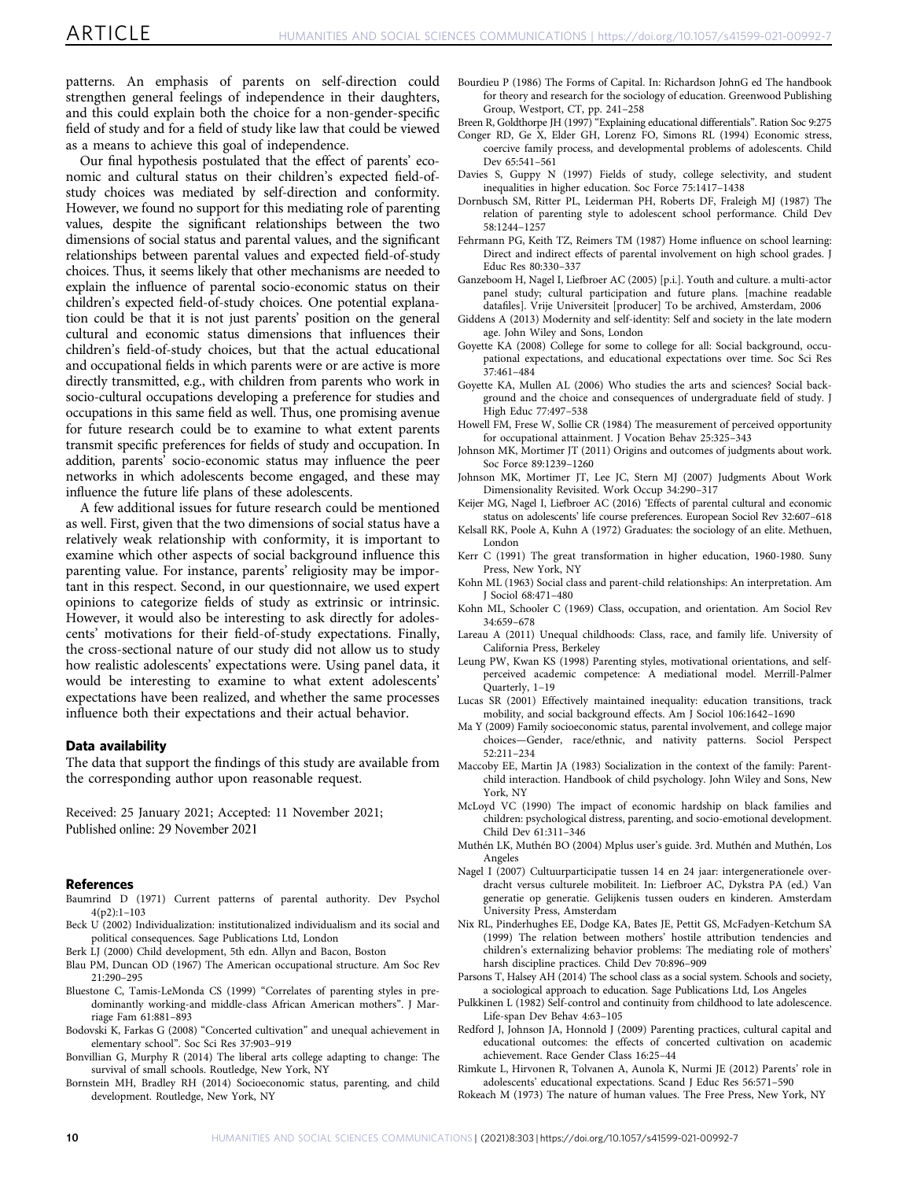patterns. An emphasis of parents on self-direction could strengthen general feelings of independence in their daughters, and this could explain both the choice for a non-gender-specific field of study and for a field of study like law that could be viewed as a means to achieve this goal of independence.

Our final hypothesis postulated that the effect of parents' economic and cultural status on their children's expected field-of-study choices was mediated by self-direction and conformity. However, we found no support for this mediating role of parenting values, despite the significant relationships between the two dimensions of social status and parental values, and the significant relationships between parental values and expected field-of-study choices. Thus, it seems likely that other mechanisms are needed to explain the influence of parental socio-economic status on their children's expected field-of-study choices. One potential explanation could be that it is not just parents' position on the general cultural and economic status dimensions that influences their children's field-of-study choices, but that the actual educational and occupational fields in which parents were or are active is more directly transmitted, e.g., with children from parents who work in socio-cultural occupations developing a preference for studies and occupations in this same field as well. Thus, one promising avenue for future research could be to examine to what extent parents transmit specific preferences for fields of study and occupation. In addition, parents' socio-economic status may influence the peer networks in which adolescents become engaged, and these may influence the future life plans of these adolescents.

A few additional issues for future research could be mentioned as well. First, given that the two dimensions of social status have a relatively weak relationship with conformity, it is important to examine which other aspects of social background influence this parenting value. For instance, parents' religiosity may be important in this respect. Second, in our questionnaire, we used expert opinions to categorize fields of study as extrinsic or intrinsic. However, it would also be interesting to ask directly for adolescents' motivations for their field-of-study expectations. Finally, the cross-sectional nature of our study did not allow us to study how realistic adolescents' expectations were. Using panel data, it would be interesting to examine to what extent adolescents' expectations have been realized, and whether the same processes influence both their expectations and their actual behavior.

### Data availability

The data that support the findings of this study are available from the corresponding author upon reasonable request.

Received: 25 January 2021; Accepted: 11 November 2021;
Published online: 29 November 2021

### References

Baumrind D (1971) Current patterns of parental authority. Dev Psychol 4(p2):1–103

Beck U (2002) Individualization: institutionalized individualism and its social and political consequences. Sage Publications Ltd, London

Berk LJ (2000) Child development, 5th edn. Allyn and Bacon, Boston

Blau PM, Duncan OD (1967) The American occupational structure. Am Soc Rev 21:290–295

Bluestone C, Tamis-LeMonda CS (1999) "Correlates of parenting styles in predominantly working-and middle-class African American mothers". J Marriage Fam 61:881–893

Bodovski K, Farkas G (2008) "Concerted cultivation" and unequal achievement in elementary school". Soc Sci Res 37:903–919

Bonvillian G, Murphy R (2014) The liberal arts college adapting to change: The survival of small schools. Routledge, New York, NY

Bornstein MH, Bradley RH (2014) Socioeconomic status, parenting, and child development. Routledge, New York, NY

Bourdieu P (1986) The Forms of Capital. In: Richardson JohnG ed The handbook for theory and research for the sociology of education. Greenwood Publishing Group, Westport, CT, pp. 241–258

Breen R, Goldthorpe JH (1997) "Explaining educational differentials". Ration Soc 9:275

Conger RD, Ge X, Elder GH, Lorenz FO, Simons RL (1994) Economic stress, coercive family process, and developmental problems of adolescents. Child Dev 65:541–561

Davies S, Guppy N (1997) Fields of study, college selectivity, and student inequalities in higher education. Soc Force 75:1417–1438

Dornbusch SM, Ritter PL, Leiderman PH, Roberts DF, Fraleigh MJ (1987) The relation of parenting style to adolescent school performance. Child Dev 58:1244–1257

Fehrmann PG, Keith TZ, Reimers TM (1987) Home influence on school learning: Direct and indirect effects of parental involvement on high school grades. J Educ Res 80:330–337

Ganzeboom H, Nagel I, Liefbroer AC (2005) [p.i.]. Youth and culture. a multi-actor panel study; cultural participation and future plans. [machine readable datafiles]. Vrije Universiteit [producer] To be archived, Amsterdam, 2006

Giddens A (2013) Modernity and self-identity: Self and society in the late modern age. John Wiley and Sons, London

Goyette KA (2008) College for some to college for all: Social background, occupational expectations, and educational expectations over time. Soc Sci Res 37:461–484

Goyette KA, Mullen AL (2006) Who studies the arts and sciences? Social background and the choice and consequences of undergraduate field of study. J High Educ 77:497–538

Howell FM, Frese W, Sollie CR (1984) The measurement of perceived opportunity for occupational attainment. J Vocation Behav 25:325–343

Johnson MK, Mortimer JT (2011) Origins and outcomes of judgments about work. Soc Force 89:1239–1260

Johnson MK, Mortimer JT, Lee JC, Stern MJ (2007) Judgments About Work Dimensionality Revisited. Work Occup 34:290–317

Keijer MG, Nagel I, Liefbroer AC (2016) 'Effects of parental cultural and economic status on adolescents' life course preferences. European Sociol Rev 32:607–618

Kelsall RK, Poole A, Kuhn A (1972) Graduates: the sociology of an elite. Methuen, London

Kerr C (1991) The great transformation in higher education, 1960-1980. Suny Press, New York, NY

Kohn ML (1963) Social class and parent-child relationships: An interpretation. Am J Sociol 68:471–480

Kohn ML, Schooler C (1969) Class, occupation, and orientation. Am Sociol Rev 34:659–678

Lareau A (2011) Unequal childhoods: Class, race, and family life. University of California Press, Berkeley

Leung PW, Kwan KS (1998) Parenting styles, motivational orientations, and self-perceived academic competence: A mediational model. Merrill-Palmer Quarterly, 1–19

Lucas SR (2001) Effectively maintained inequality: education transitions, track mobility, and social background effects. Am J Sociol 106:1642–1690

Ma Y (2009) Family socioeconomic status, parental involvement, and college major choices—Gender, race/ethnic, and nativity patterns. Sociol Perspect 52:211–234

Maccoby EE, Martin JA (1983) Socialization in the context of the family: Parent-child interaction. Handbook of child psychology. John Wiley and Sons, New York, NY

McLoyd VC (1990) The impact of economic hardship on black families and children: psychological distress, parenting, and socio-emotional development. Child Dev 61:311–346

Muthén LK, Muthén BO (2004) Mplus user's guide. 3rd. Muthén and Muthén, Los Angeles

Nagel I (2007) Cultuurparticipatie tussen 14 en 24 jaar: intergenerationele overdracht versus culturele mobiliteit. In: Liefbroer AC, Dykstra PA (ed.) Van generatie op generatie. Gelijkenis tussen ouders en kinderen. Amsterdam University Press, Amsterdam

Nix RL, Pinderhughes EE, Dodge KA, Bates JE, Pettit GS, McFadyen-Ketchum SA (1999) The relation between mothers' hostile attribution tendencies and children's externalizing behavior problems: The mediating role of mothers' harsh discipline practices. Child Dev 70:896–909

Parsons T, Halsey AH (2014) The school class as a social system. Schools and society, a sociological approach to education. Sage Publications Ltd, Los Angeles

Pulkkinen L (1982) Self-control and continuity from childhood to late adolescence. Life-span Dev Behav 4:63–105

Redford J, Johnson JA, Honnold J (2009) Parenting practices, cultural capital and educational outcomes: the effects of concerted cultivation on academic achievement. Race Gender Class 16:25–44

Rimkute L, Hirvonen R, Tolvanen A, Aunola K, Nurmi JE (2012) Parents' role in adolescents' educational expectations. Scand J Educ Res 56:571–590

Rokeach M (1973) The nature of human values. The Free Press, New York, NY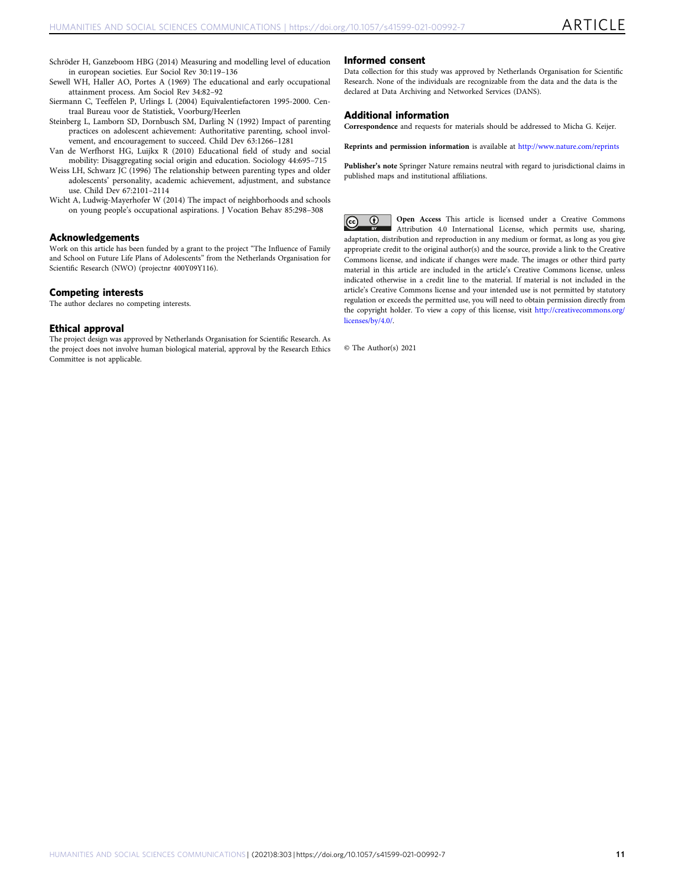Schröder H, Ganzeboom HBG (2014) Measuring and modelling level of education in european societies. Eur Sociol Rev 30:119–136

Sewell WH, Haller AO, Portes A (1969) The educational and early occupational attainment process. Am Sociol Rev 34:82–92

Siermann C, Teeffelen P, Urlings L (2004) Equivalentiefactoren 1995-2000. Centraal Bureau voor de Statistiek, Voorburg/Heerlen

Steinberg L, Lamborn SD, Dornbusch SM, Darling N (1992) Impact of parenting practices on adolescent achievement: Authoritative parenting, school involvement, and encouragement to succeed. Child Dev 63:1266–1281

Van de Werfhorst HG, Luijkx R (2010) Educational field of study and social mobility: Disaggregating social origin and education. Sociology 44:695–715

Weiss LH, Schwarz JC (1996) The relationship between parenting types and older adolescents' personality, academic achievement, adjustment, and substance use. Child Dev 67:2101–2114

Wicht A, Ludwig-Mayerhofer W (2014) The impact of neighborhoods and schools on young people's occupational aspirations. J Vocation Behav 85:298–308

## Acknowledgements

Work on this article has been funded by a grant to the project "The Influence of Family and School on Future Life Plans of Adolescents" from the Netherlands Organisation for Scientific Research (NWO) (projectnr 400Y09Y116).

## Competing interests

The author declares no competing interests.

## Ethical approval

The project design was approved by Netherlands Organisation for Scientific Research. As the project does not involve human biological material, approval by the Research Ethics Committee is not applicable.

## Informed consent

Data collection for this study was approved by Netherlands Organisation for Scientific Research. None of the individuals are recognizable from the data and the data is the declared at Data Archiving and Networked Services (DANS).

## Additional information

**Correspondence** and requests for materials should be addressed to Micha G. Keijer.

**Reprints and permission information** is available at http://www.nature.com/reprints

**Publisher's note** Springer Nature remains neutral with regard to jurisdictional claims in published maps and institutional affiliations.

**Open Access** This article is licensed under a Creative Commons Attribution 4.0 International License, which permits use, sharing, adaptation, distribution and reproduction in any medium or format, as long as you give appropriate credit to the original author(s) and the source, provide a link to the Creative Commons license, and indicate if changes were made. The images or other third party material in this article are included in the article's Creative Commons license, unless indicated otherwise in a credit line to the material. If material is not included in the article's Creative Commons license and your intended use is not permitted by statutory regulation or exceeds the permitted use, you will need to obtain permission directly from the copyright holder. To view a copy of this license, visit http://creativecommons.org/licenses/by/4.0/.

© The Author(s) 2021